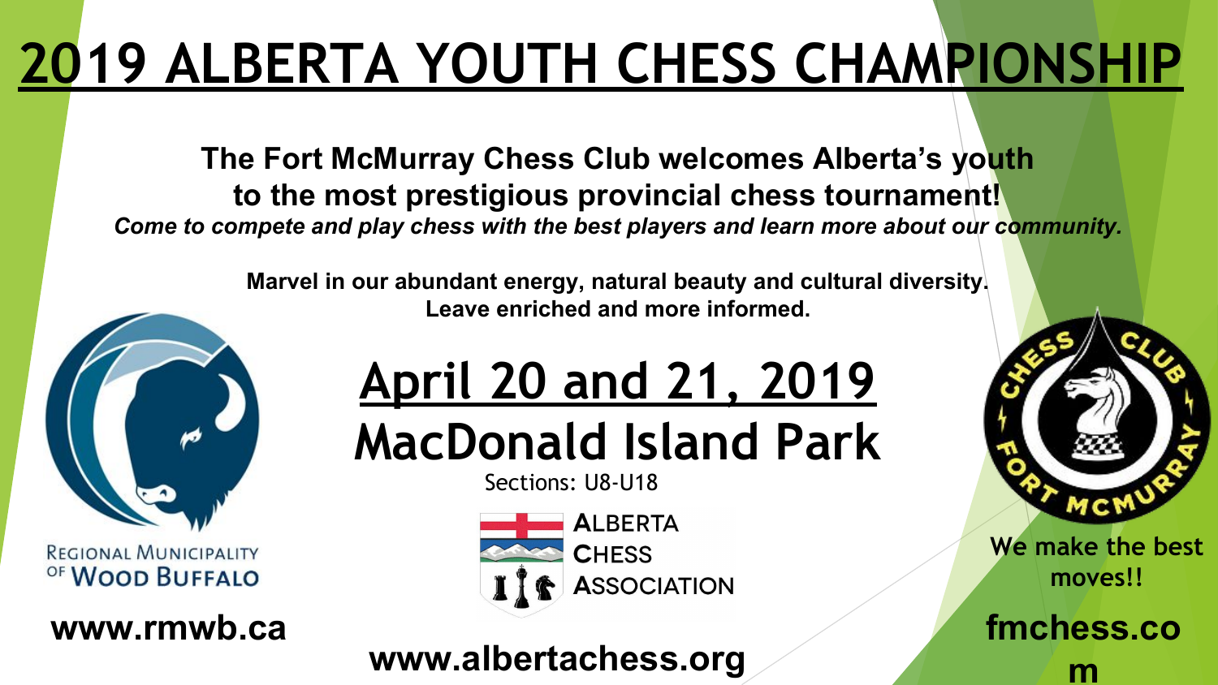# 2019 ALBERTA YOUTH CHESS CHAMPIONSHIP

**The Fort McMurray Chess Club welcomes Alberta's youth to the most prestigious provincial chess tournament!**

***Come to compete and play chess with the best players and learn more about our community.***

**Marvel in our abundant energy, natural beauty and cultural diversity. Leave enriched and more informed.**

## April 20 and 21, 2019

## MacDonald Island Park

Sections: U8-U18

Regional Municipality of Wood Buffalo

**www.rmwb.ca**

Alberta Chess Association

**www.albertachess.org**

Chess Club Fort McMurray

**We make the best moves!!**

**fmchess.com**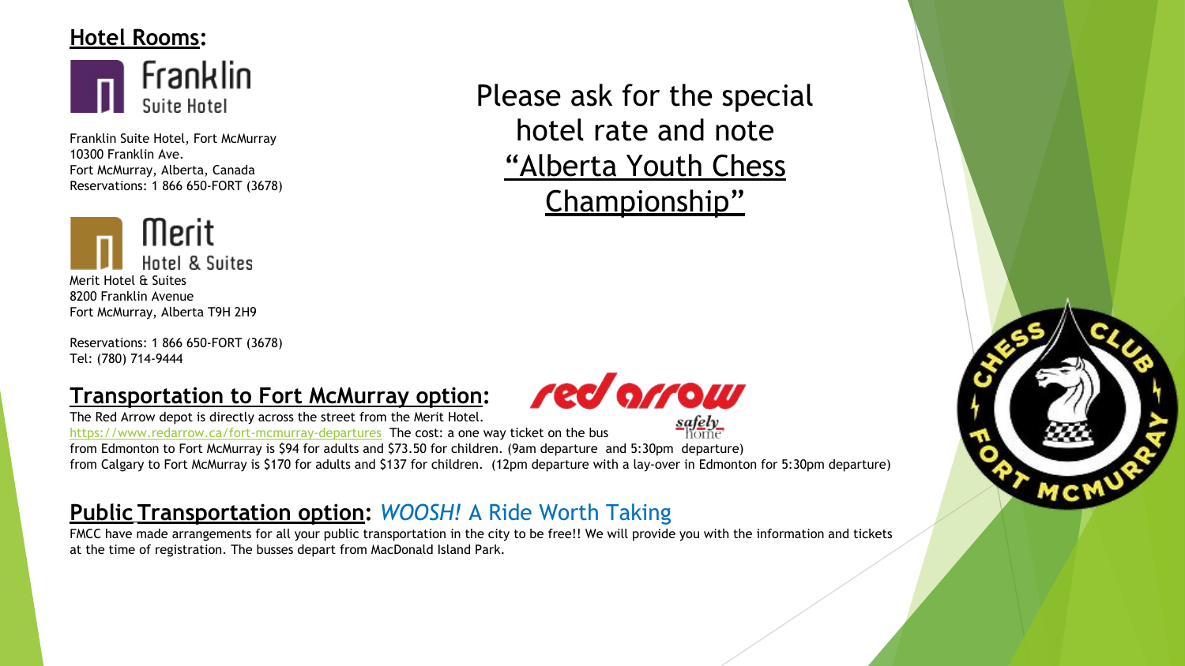## Hotel Rooms:

Franklin
Suite Hotel

Franklin Suite Hotel, Fort McMurray
10300 Franklin Ave.
Fort McMurray, Alberta, Canada
Reservations: 1 866 650-FORT (3678)

Merit
Hotel & Suites

Merit Hotel & Suites
8200 Franklin Avenue
Fort McMurray, Alberta T9H 2H9

Reservations: 1 866 650-FORT (3678)
Tel: (780) 714-9444

Please ask for the special hotel rate and note "Alberta Youth Chess Championship"

## Transportation to Fort McMurray option:

red arrow
safely home

The Red Arrow depot is directly across the street from the Merit Hotel.
https://www.redarrow.ca/fort-mcmurray-departures The cost: a one way ticket on the bus
from Edmonton to Fort McMurray is $94 for adults and $73.50 for children. (9am departure and 5:30pm departure)
from Calgary to Fort McMurray is $170 for adults and $137 for children. (12pm departure with a lay-over in Edmonton for 5:30pm departure)

## Public Transportation option: *WOOSH!* A Ride Worth Taking

FMCC have made arrangements for all your public transportation in the city to be free!! We will provide you with the information and tickets at the time of registration. The busses depart from MacDonald Island Park.

CHESS CLUB FORT MCMURRAY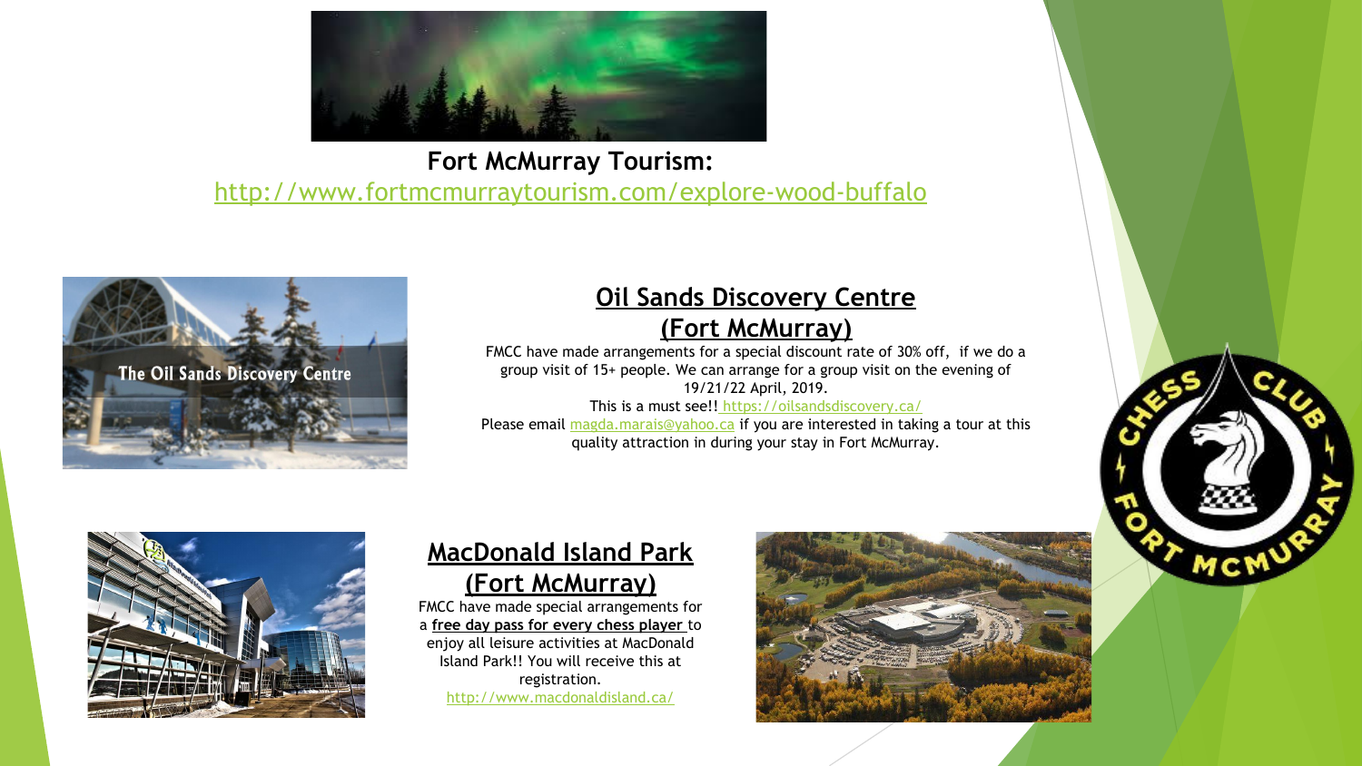**Fort McMurray Tourism:**
http://www.fortmcmurraytourism.com/explore-wood-buffalo

## Oil Sands Discovery Centre (Fort McMurray)

FMCC have made arrangements for a special discount rate of 30% off, if we do a group visit of 15+ people. We can arrange for a group visit on the evening of 19/21/22 April, 2019.

This is a must see!! https://oilsandsdiscovery.ca/

Please email magda.marais@yahoo.ca if you are interested in taking a tour at this quality attraction in during your stay in Fort McMurray.

## MacDonald Island Park (Fort McMurray)

FMCC have made special arrangements for a **free day pass for every chess player** to enjoy all leisure activities at MacDonald Island Park!! You will receive this at registration.

http://www.macdonaldisland.ca/